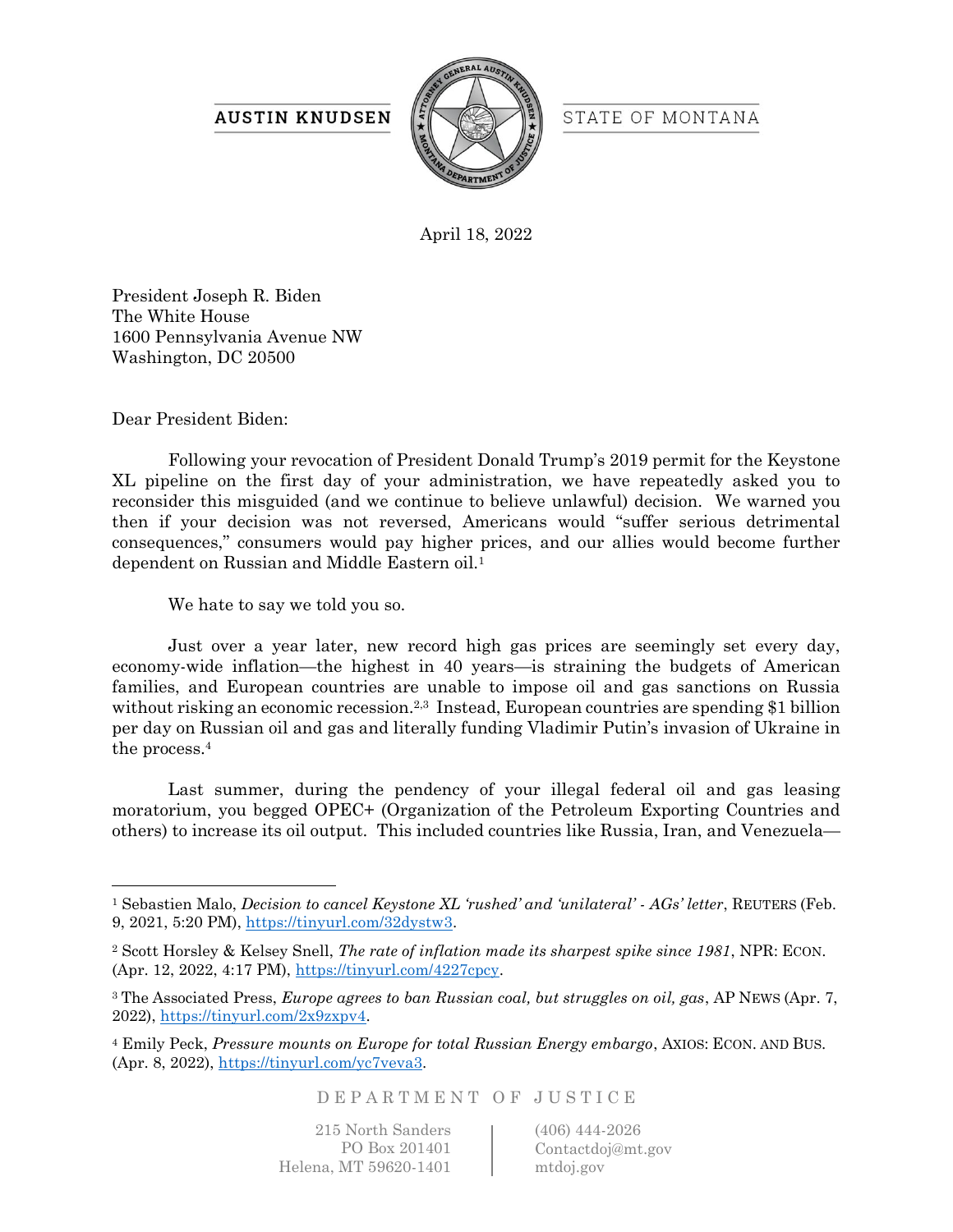AUSTIN KNUDSEN — STATE OF MONTANA

April 18, 2022

President Joseph R. Biden
The White House
1600 Pennsylvania Avenue NW
Washington, DC 20500

Dear President Biden:

Following your revocation of President Donald Trump's 2019 permit for the Keystone XL pipeline on the first day of your administration, we have repeatedly asked you to reconsider this misguided (and we continue to believe unlawful) decision. We warned you then if your decision was not reversed, Americans would "suffer serious detrimental consequences," consumers would pay higher prices, and our allies would become further dependent on Russian and Middle Eastern oil.[1]

We hate to say we told you so.

Just over a year later, new record high gas prices are seemingly set every day, economy-wide inflation—the highest in 40 years—is straining the budgets of American families, and European countries are unable to impose oil and gas sanctions on Russia without risking an economic recession.[2,3] Instead, European countries are spending $1 billion per day on Russian oil and gas and literally funding Vladimir Putin's invasion of Ukraine in the process.[4]

Last summer, during the pendency of your illegal federal oil and gas leasing moratorium, you begged OPEC+ (Organization of the Petroleum Exporting Countries and others) to increase its oil output. This included countries like Russia, Iran, and Venezuela—

---

[1] Sebastien Malo, *Decision to cancel Keystone XL 'rushed' and 'unilateral' - AGs' letter*, REUTERS (Feb. 9, 2021, 5:20 PM), https://tinyurl.com/32dystw3.

[2] Scott Horsley & Kelsey Snell, *The rate of inflation made its sharpest spike since 1981*, NPR: ECON. (Apr. 12, 2022, 4:17 PM), https://tinyurl.com/4227cpcy.

[3] The Associated Press, *Europe agrees to ban Russian coal, but struggles on oil, gas*, AP NEWS (Apr. 7, 2022), https://tinyurl.com/2x9zxpv4.

[4] Emily Peck, *Pressure mounts on Europe for total Russian Energy embargo*, AXIOS: ECON. AND BUS. (Apr. 8, 2022), https://tinyurl.com/yc7veva3.

DEPARTMENT OF JUSTICE

215 North Sanders
PO Box 201401
Helena, MT 59620-1401

(406) 444-2026
Contactdoj@mt.gov
mtdoj.gov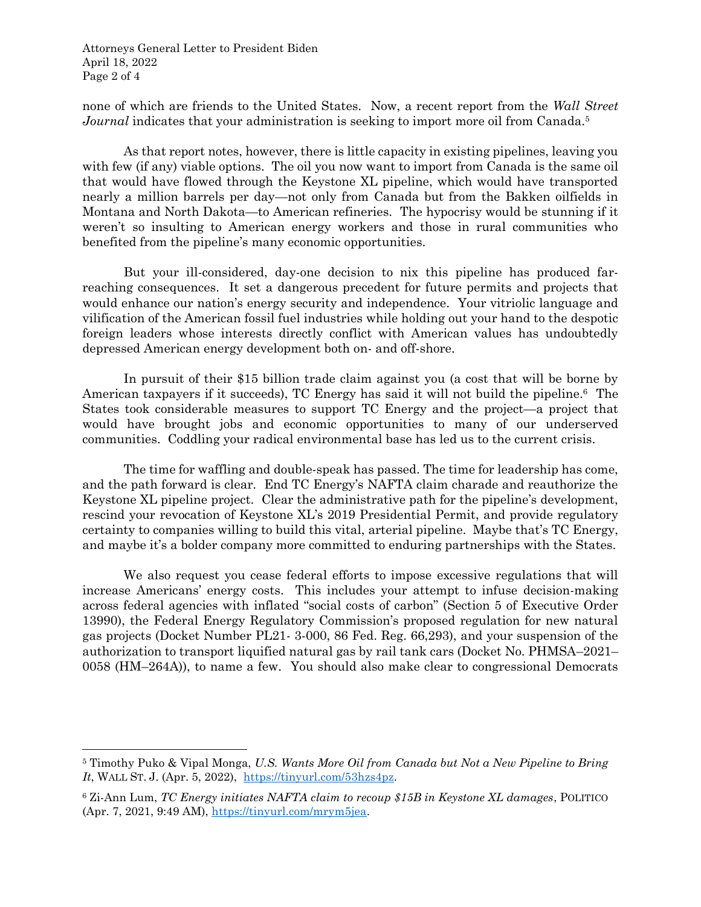none of which are friends to the United States. Now, a recent report from the *Wall Street Journal* indicates that your administration is seeking to import more oil from Canada.[5]

As that report notes, however, there is little capacity in existing pipelines, leaving you with few (if any) viable options. The oil you now want to import from Canada is the same oil that would have flowed through the Keystone XL pipeline, which would have transported nearly a million barrels per day—not only from Canada but from the Bakken oilfields in Montana and North Dakota—to American refineries. The hypocrisy would be stunning if it weren't so insulting to American energy workers and those in rural communities who benefited from the pipeline's many economic opportunities.

But your ill-considered, day-one decision to nix this pipeline has produced far-reaching consequences. It set a dangerous precedent for future permits and projects that would enhance our nation's energy security and independence. Your vitriolic language and vilification of the American fossil fuel industries while holding out your hand to the despotic foreign leaders whose interests directly conflict with American values has undoubtedly depressed American energy development both on- and off-shore.

In pursuit of their $15 billion trade claim against you (a cost that will be borne by American taxpayers if it succeeds), TC Energy has said it will not build the pipeline.[6] The States took considerable measures to support TC Energy and the project—a project that would have brought jobs and economic opportunities to many of our underserved communities. Coddling your radical environmental base has led us to the current crisis.

The time for waffling and double-speak has passed. The time for leadership has come, and the path forward is clear. End TC Energy's NAFTA claim charade and reauthorize the Keystone XL pipeline project. Clear the administrative path for the pipeline's development, rescind your revocation of Keystone XL's 2019 Presidential Permit, and provide regulatory certainty to companies willing to build this vital, arterial pipeline. Maybe that's TC Energy, and maybe it's a bolder company more committed to enduring partnerships with the States.

We also request you cease federal efforts to impose excessive regulations that will increase Americans' energy costs. This includes your attempt to infuse decision-making across federal agencies with inflated "social costs of carbon" (Section 5 of Executive Order 13990), the Federal Energy Regulatory Commission's proposed regulation for new natural gas projects (Docket Number PL21- 3-000, 86 Fed. Reg. 66,293), and your suspension of the authorization to transport liquified natural gas by rail tank cars (Docket No. PHMSA–2021–0058 (HM–264A)), to name a few. You should also make clear to congressional Democrats

---

[5] Timothy Puko & Vipal Monga, *U.S. Wants More Oil from Canada but Not a New Pipeline to Bring It*, WALL ST. J. (Apr. 5, 2022), https://tinyurl.com/53hzs4pz.

[6] Zi-Ann Lum, *TC Energy initiates NAFTA claim to recoup $15B in Keystone XL damages*, POLITICO (Apr. 7, 2021, 9:49 AM), https://tinyurl.com/mrym5jea.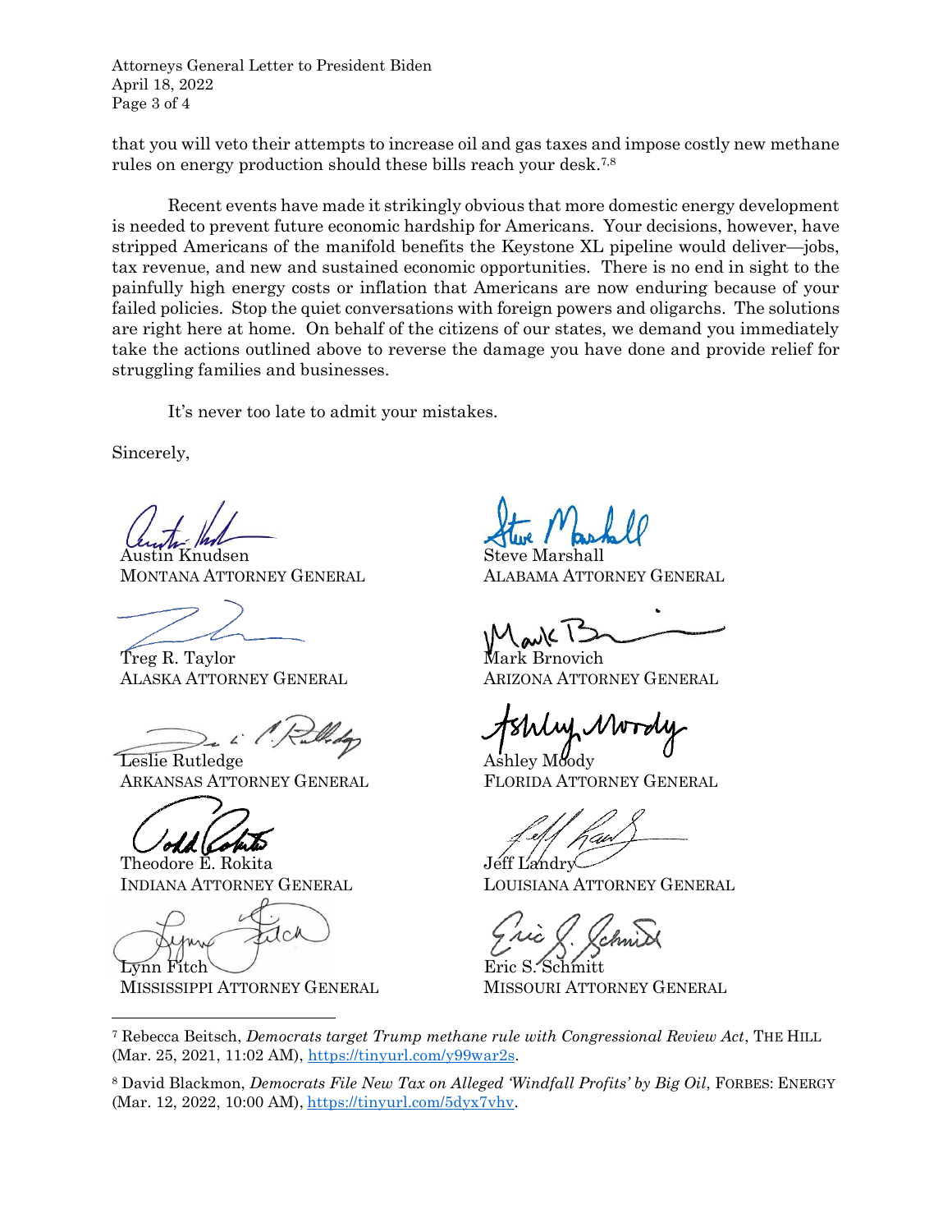that you will veto their attempts to increase oil and gas taxes and impose costly new methane rules on energy production should these bills reach your desk.[7,8]

Recent events have made it strikingly obvious that more domestic energy development is needed to prevent future economic hardship for Americans. Your decisions, however, have stripped Americans of the manifold benefits the Keystone XL pipeline would deliver—jobs, tax revenue, and new and sustained economic opportunities. There is no end in sight to the painfully high energy costs or inflation that Americans are now enduring because of your failed policies. Stop the quiet conversations with foreign powers and oligarchs. The solutions are right here at home. On behalf of the citizens of our states, we demand you immediately take the actions outlined above to reverse the damage you have done and provide relief for struggling families and businesses.

It's never too late to admit your mistakes.

Sincerely,

Austin Knudsen
MONTANA ATTORNEY GENERAL

Steve Marshall
ALABAMA ATTORNEY GENERAL

Treg R. Taylor
ALASKA ATTORNEY GENERAL

Mark Brnovich
ARIZONA ATTORNEY GENERAL

Leslie Rutledge
ARKANSAS ATTORNEY GENERAL

Ashley Moody
FLORIDA ATTORNEY GENERAL

Theodore E. Rokita
INDIANA ATTORNEY GENERAL

Jeff Landry
LOUISIANA ATTORNEY GENERAL

Lynn Fitch
MISSISSIPPI ATTORNEY GENERAL

Eric S. Schmitt
MISSOURI ATTORNEY GENERAL

---

[7] Rebecca Beitsch, *Democrats target Trump methane rule with Congressional Review Act*, THE HILL (Mar. 25, 2021, 11:02 AM), https://tinyurl.com/y99war2s.

[8] David Blackmon, *Democrats File New Tax on Alleged 'Windfall Profits' by Big Oil*, FORBES: ENERGY (Mar. 12, 2022, 10:00 AM), https://tinyurl.com/5dyx7vhv.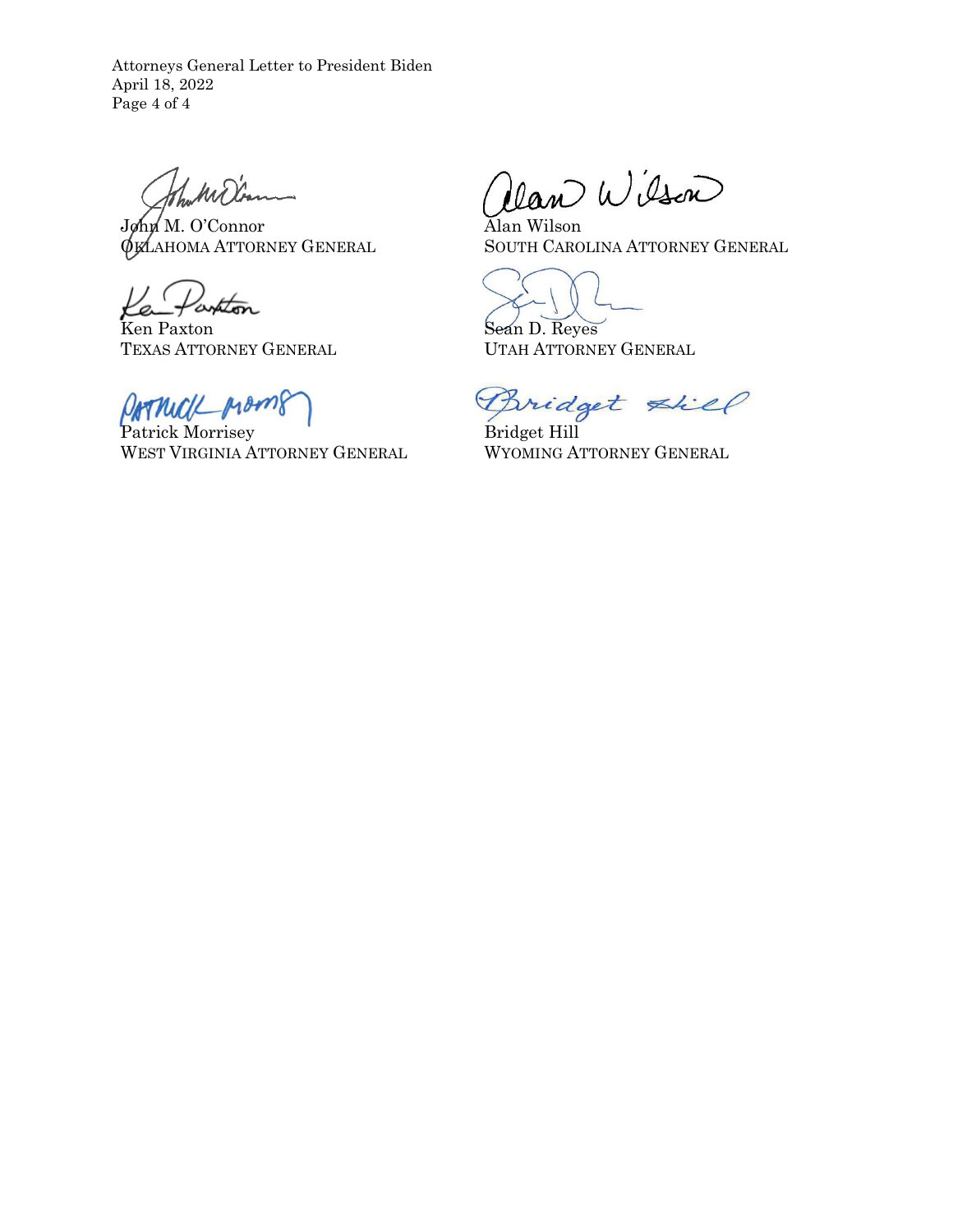John M. O'Connor
OKLAHOMA ATTORNEY GENERAL

Alan Wilson
SOUTH CAROLINA ATTORNEY GENERAL

Ken Paxton
TEXAS ATTORNEY GENERAL

Sean D. Reyes
UTAH ATTORNEY GENERAL

Patrick Morrisey
WEST VIRGINIA ATTORNEY GENERAL

Bridget Hill
WYOMING ATTORNEY GENERAL